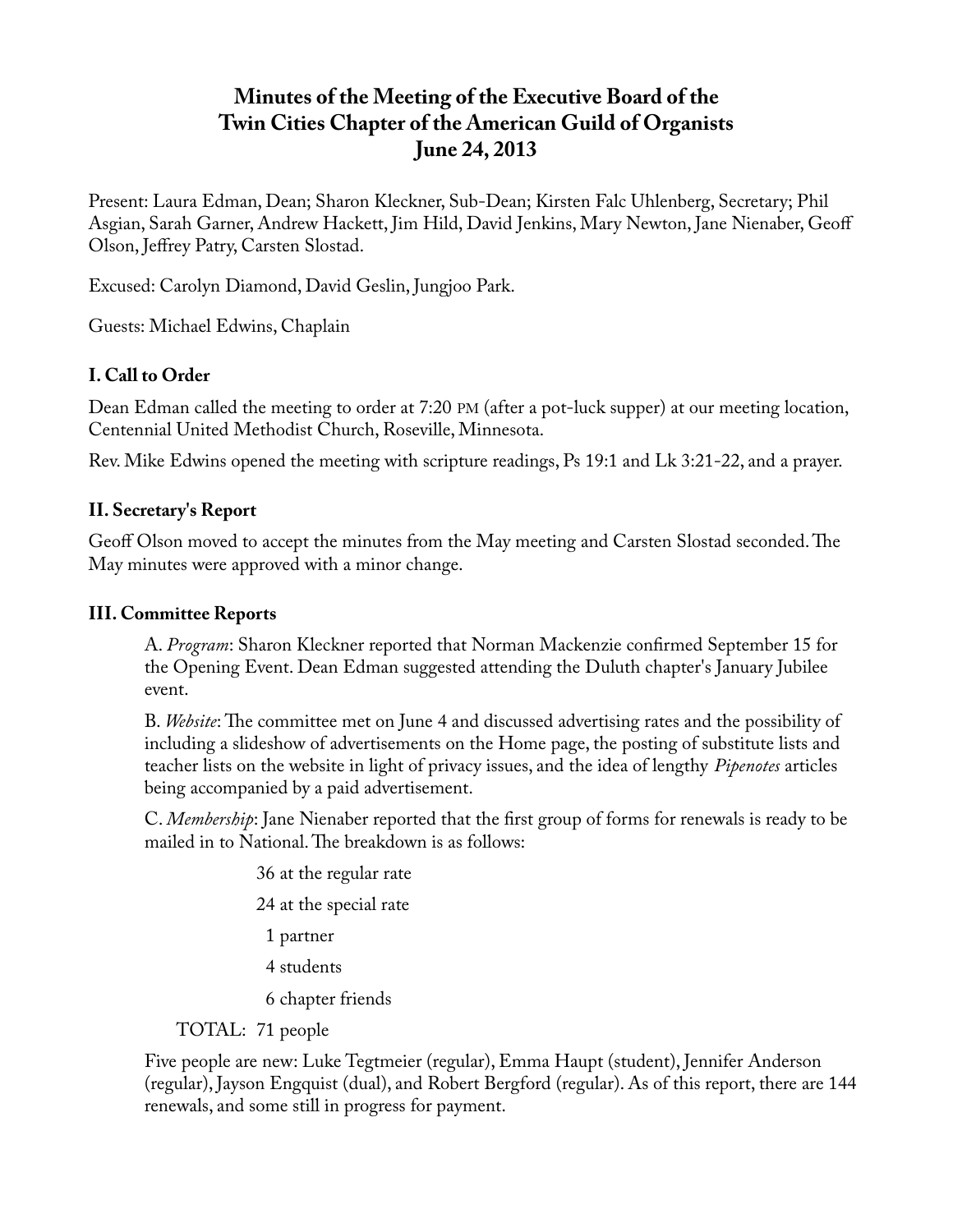# Minutes of the Meeting of the Executive Board of the Twin Cities Chapter of the American Guild of Organists June 24, 2013

Present: Laura Edman, Dean; Sharon Kleckner, Sub-Dean; Kirsten Falc Uhlenberg, Secretary; Phil Asgian, Sarah Garner, Andrew Hackett, Jim Hild, David Jenkins, Mary Newton, Jane Nienaber, Geoff Olson, Jeffrey Patry, Carsten Slostad.

Excused: Carolyn Diamond, David Geslin, Jungjoo Park.

Guests: Michael Edwins, Chaplain

## I. Call to Order

Dean Edman called the meeting to order at 7:20 PM (after a pot-luck supper) at our meeting location, Centennial United Methodist Church, Roseville, Minnesota.

Rev. Mike Edwins opened the meeting with scripture readings, Ps 19:1 and Lk 3:21-22, and a prayer.

## II. Secretary's Report

Geoff Olson moved to accept the minutes from the May meeting and Carsten Slostad seconded. The May minutes were approved with a minor change.

## III. Committee Reports

A. *Program*: Sharon Kleckner reported that Norman Mackenzie confirmed September 15 for the Opening Event. Dean Edman suggested attending the Duluth chapter's January Jubilee event.

B. *Website*: The committee met on June 4 and discussed advertising rates and the possibility of including a slideshow of advertisements on the Home page, the posting of substitute lists and teacher lists on the website in light of privacy issues, and the idea of lengthy *Pipenotes* articles being accompanied by a paid advertisement.

C. *Membership*: Jane Nienaber reported that the first group of forms for renewals is ready to be mailed in to National. The breakdown is as follows:

36 at the regular rate
24 at the special rate
1 partner
4 students
6 chapter friends

TOTAL: 71 people

Five people are new: Luke Tegtmeier (regular), Emma Haupt (student), Jennifer Anderson (regular), Jayson Engquist (dual), and Robert Bergford (regular). As of this report, there are 144 renewals, and some still in progress for payment.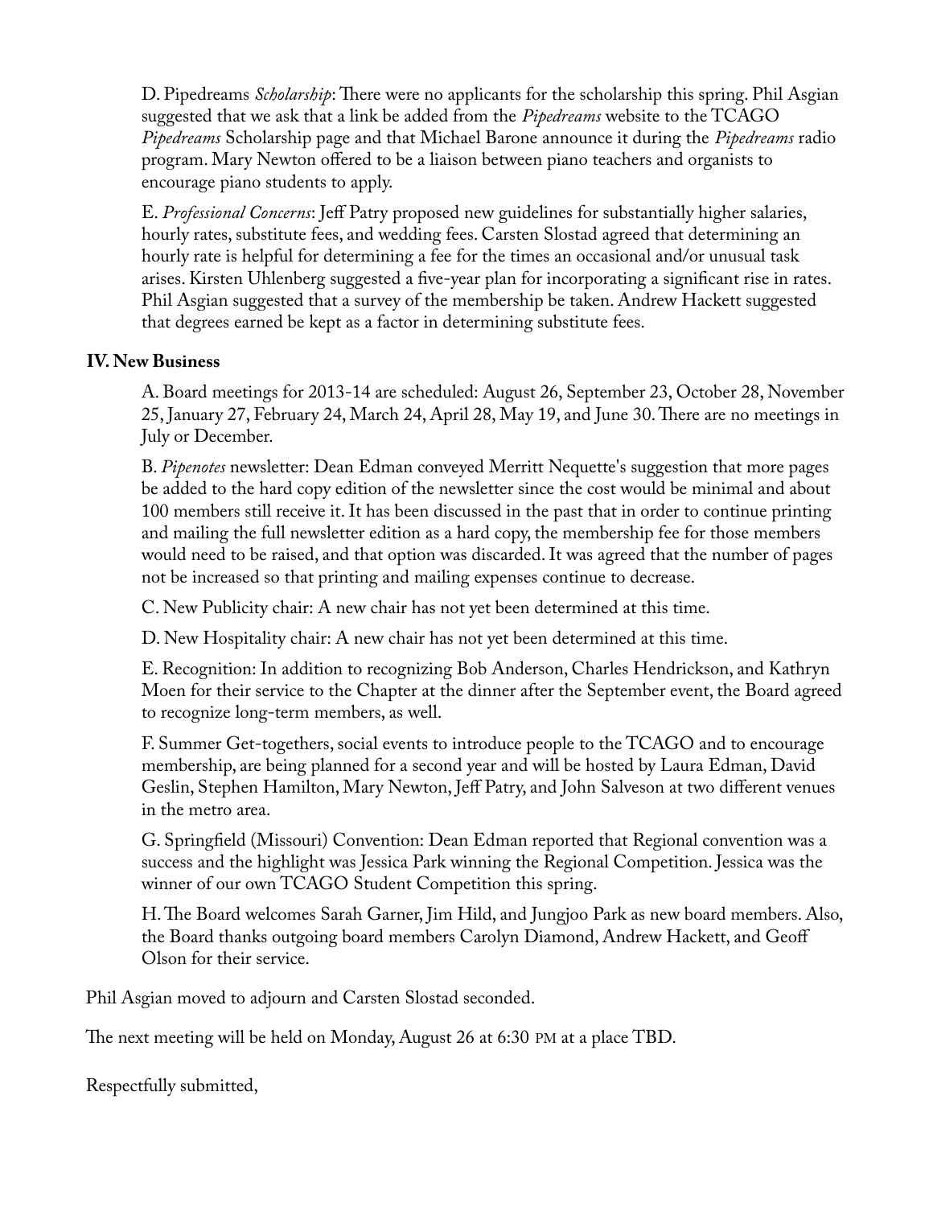D. Pipedreams *Scholarship*: There were no applicants for the scholarship this spring. Phil Asgian suggested that we ask that a link be added from the *Pipedreams* website to the TCAGO *Pipedreams* Scholarship page and that Michael Barone announce it during the *Pipedreams* radio program. Mary Newton offered to be a liaison between piano teachers and organists to encourage piano students to apply.

E. *Professional Concerns*: Jeff Patry proposed new guidelines for substantially higher salaries, hourly rates, substitute fees, and wedding fees. Carsten Slostad agreed that determining an hourly rate is helpful for determining a fee for the times an occasional and/or unusual task arises. Kirsten Uhlenberg suggested a five-year plan for incorporating a significant rise in rates. Phil Asgian suggested that a survey of the membership be taken. Andrew Hackett suggested that degrees earned be kept as a factor in determining substitute fees.

**IV. New Business**

A. Board meetings for 2013-14 are scheduled: August 26, September 23, October 28, November 25, January 27, February 24, March 24, April 28, May 19, and June 30. There are no meetings in July or December.

B. *Pipenotes* newsletter: Dean Edman conveyed Merritt Nequette's suggestion that more pages be added to the hard copy edition of the newsletter since the cost would be minimal and about 100 members still receive it. It has been discussed in the past that in order to continue printing and mailing the full newsletter edition as a hard copy, the membership fee for those members would need to be raised, and that option was discarded. It was agreed that the number of pages not be increased so that printing and mailing expenses continue to decrease.

C. New Publicity chair: A new chair has not yet been determined at this time.

D. New Hospitality chair: A new chair has not yet been determined at this time.

E. Recognition: In addition to recognizing Bob Anderson, Charles Hendrickson, and Kathryn Moen for their service to the Chapter at the dinner after the September event, the Board agreed to recognize long-term members, as well.

F. Summer Get-togethers, social events to introduce people to the TCAGO and to encourage membership, are being planned for a second year and will be hosted by Laura Edman, David Geslin, Stephen Hamilton, Mary Newton, Jeff Patry, and John Salveson at two different venues in the metro area.

G. Springfield (Missouri) Convention: Dean Edman reported that Regional convention was a success and the highlight was Jessica Park winning the Regional Competition. Jessica was the winner of our own TCAGO Student Competition this spring.

H. The Board welcomes Sarah Garner, Jim Hild, and Jungjoo Park as new board members. Also, the Board thanks outgoing board members Carolyn Diamond, Andrew Hackett, and Geoff Olson for their service.

Phil Asgian moved to adjourn and Carsten Slostad seconded.

The next meeting will be held on Monday, August 26 at 6:30 PM at a place TBD.

Respectfully submitted,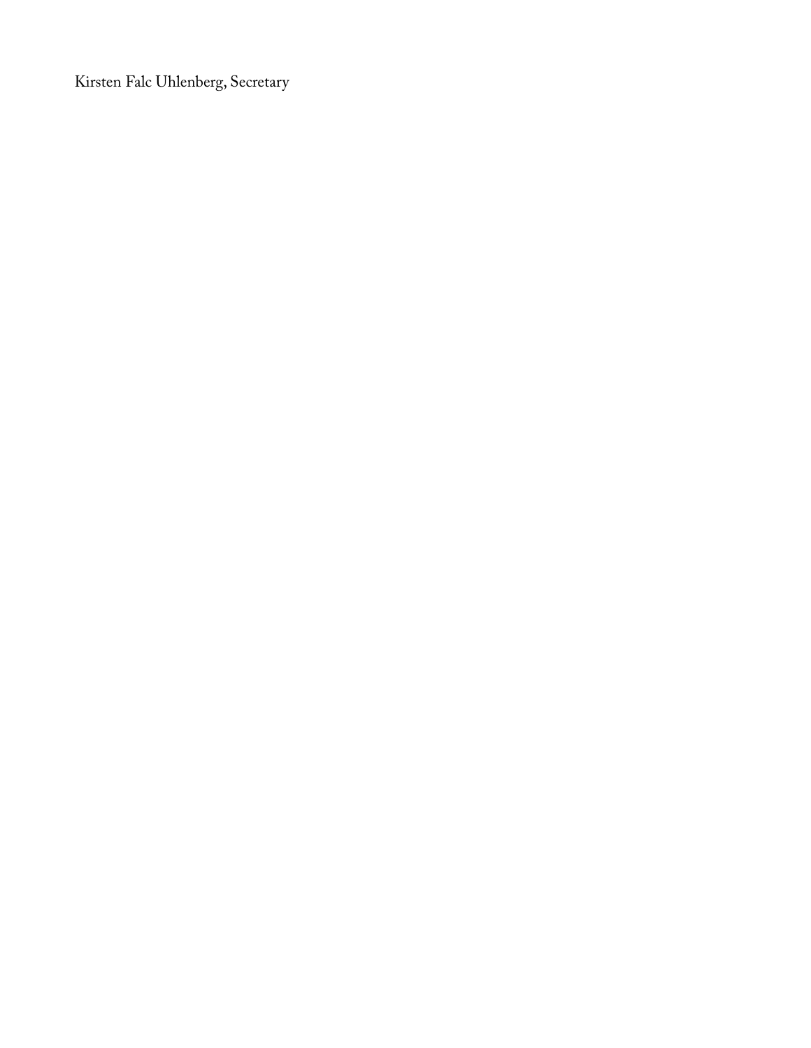Kirsten Falc Uhlenberg, Secretary